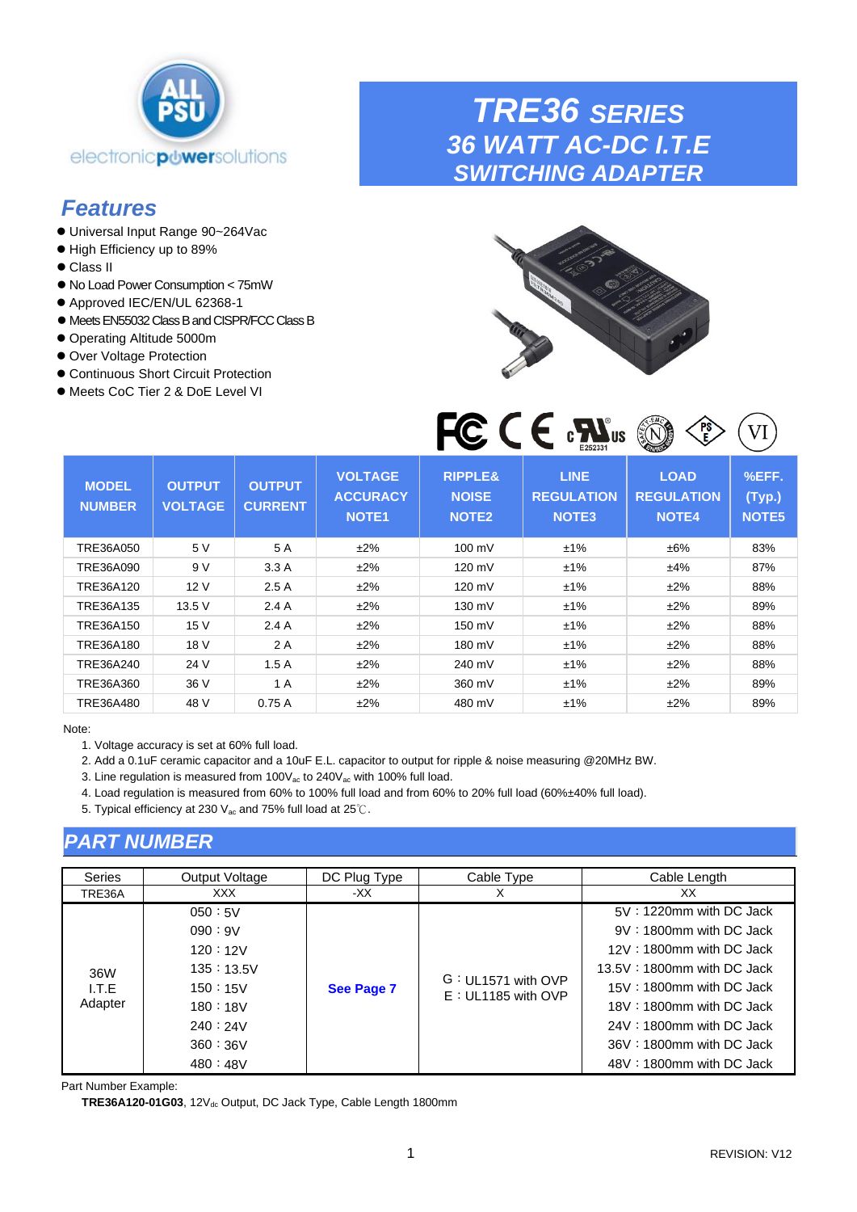# TRE36 SERIES

## 36 WATT AC-DC I.T.E SWITCHING ADAPTER

### Features

- Universal Input Range 90~264Vac
- High Efficiency up to 89%
- Class II
- No Load Power Consumption < 75mW
- Approved IEC/EN/UL 62368-1
- Meets EN55032 Class B and CISPR/FCC Class B
- Operating Altitude 5000m
- Over Voltage Protection
- Continuous Short Circuit Protection
- Meets CoC Tier 2 & DoE Level VI

E252331

| MODEL NUMBER | OUTPUT VOLTAGE | OUTPUT CURRENT | VOLTAGE ACCURACY NOTE1 | RIPPLE& NOISE NOTE2 | LINE REGULATION NOTE3 | LOAD REGULATION NOTE4 | %EFF. (Typ.) NOTE5 |
|---|---|---|---|---|---|---|---|
| TRE36A050 | 5 V | 5 A | ±2% | 100 mV | ±1% | ±6% | 83% |
| TRE36A090 | 9 V | 3.3 A | ±2% | 120 mV | ±1% | ±4% | 87% |
| TRE36A120 | 12 V | 2.5 A | ±2% | 120 mV | ±1% | ±2% | 88% |
| TRE36A135 | 13.5 V | 2.4 A | ±2% | 130 mV | ±1% | ±2% | 89% |
| TRE36A150 | 15 V | 2.4 A | ±2% | 150 mV | ±1% | ±2% | 88% |
| TRE36A180 | 18 V | 2 A | ±2% | 180 mV | ±1% | ±2% | 88% |
| TRE36A240 | 24 V | 1.5 A | ±2% | 240 mV | ±1% | ±2% | 88% |
| TRE36A360 | 36 V | 1 A | ±2% | 360 mV | ±1% | ±2% | 89% |
| TRE36A480 | 48 V | 0.75 A | ±2% | 480 mV | ±1% | ±2% | 89% |

Note:

1. Voltage accuracy is set at 60% full load.
2. Add a 0.1uF ceramic capacitor and a 10uF E.L. capacitor to output for ripple & noise measuring @20MHz BW.
3. Line regulation is measured from $100V_{ac}$ to $240V_{ac}$ with 100% full load.
4. Load regulation is measured from 60% to 100% full load and from 60% to 20% full load (60%±40% full load).
5. Typical efficiency at 230 $V_{ac}$ and 75% full load at 25℃.

## PART NUMBER

| Series | Output Voltage | DC Plug Type | Cable Type | Cable Length |
|---|---|---|---|---|
| TRE36A | XXX | -XX | X | XX |
| 36W I.T.E Adapter | 050：5V<br>090：9V<br>120：12V<br>135：13.5V<br>150：15V<br>180：18V<br>240：24V<br>360：36V<br>480：48V | **See Page 7** | G：UL1571 with OVP<br>E：UL1185 with OVP | 5V：1220mm with DC Jack<br>9V：1800mm with DC Jack<br>12V：1800mm with DC Jack<br>13.5V：1800mm with DC Jack<br>15V：1800mm with DC Jack<br>18V：1800mm with DC Jack<br>24V：1800mm with DC Jack<br>36V：1800mm with DC Jack<br>48V：1800mm with DC Jack |

Part Number Example:

**TRE36A120-01G03**, $12V_{dc}$ Output, DC Jack Type, Cable Length 1800mm

REVISION: V12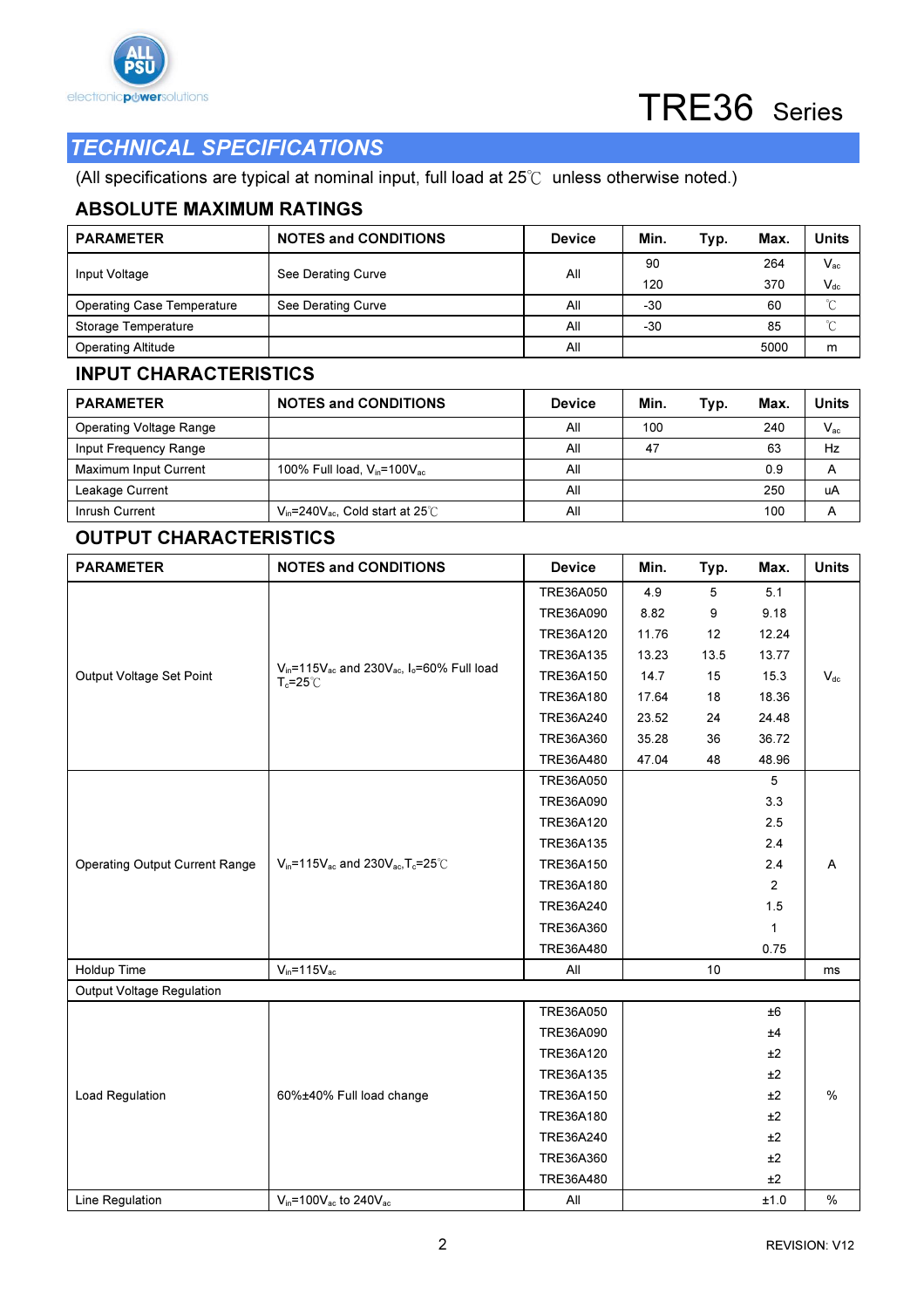## TECHNICAL SPECIFICATIONS

(All specifications are typical at nominal input, full load at 25℃ unless otherwise noted.)

### ABSOLUTE MAXIMUM RATINGS

| PARAMETER | NOTES and CONDITIONS | Device | Min. | Typ. | Max. | Units |
|---|---|---|---|---|---|---|
| Input Voltage | See Derating Curve | All | 90 | | 264 | $V_{ac}$ |
| | | | 120 | | 370 | $V_{dc}$ |
| Operating Case Temperature | See Derating Curve | All | -30 | | 60 | ℃ |
| Storage Temperature | | All | -30 | | 85 | ℃ |
| Operating Altitude | | All | | | 5000 | m |

### INPUT CHARACTERISTICS

| PARAMETER | NOTES and CONDITIONS | Device | Min. | Typ. | Max. | Units |
|---|---|---|---|---|---|---|
| Operating Voltage Range | | All | 100 | | 240 | $V_{ac}$ |
| Input Frequency Range | | All | 47 | | 63 | Hz |
| Maximum Input Current | 100% Full load, $V_{in}$=100$V_{ac}$ | All | | | 0.9 | A |
| Leakage Current | | All | | | 250 | uA |
| Inrush Current | $V_{in}$=240$V_{ac}$, Cold start at 25℃ | All | | | 100 | A |

### OUTPUT CHARACTERISTICS

| PARAMETER | NOTES and CONDITIONS | Device | Min. | Typ. | Max. | Units |
|---|---|---|---|---|---|---|
| Output Voltage Set Point | $V_{in}$=115$V_{ac}$ and 230$V_{ac}$, $I_o$=60% Full load $T_c$=25℃ | TRE36A050 | 4.9 | 5 | 5.1 | $V_{dc}$ |
| | | TRE36A090 | 8.82 | 9 | 9.18 | |
| | | TRE36A120 | 11.76 | 12 | 12.24 | |
| | | TRE36A135 | 13.23 | 13.5 | 13.77 | |
| | | TRE36A150 | 14.7 | 15 | 15.3 | |
| | | TRE36A180 | 17.64 | 18 | 18.36 | |
| | | TRE36A240 | 23.52 | 24 | 24.48 | |
| | | TRE36A360 | 35.28 | 36 | 36.72 | |
| | | TRE36A480 | 47.04 | 48 | 48.96 | |
| Operating Output Current Range | $V_{in}$=115$V_{ac}$ and 230$V_{ac}$,$T_c$=25℃ | TRE36A050 | | | 5 | A |
| | | TRE36A090 | | | 3.3 | |
| | | TRE36A120 | | | 2.5 | |
| | | TRE36A135 | | | 2.4 | |
| | | TRE36A150 | | | 2.4 | |
| | | TRE36A180 | | | 2 | |
| | | TRE36A240 | | | 1.5 | |
| | | TRE36A360 | | | 1 | |
| | | TRE36A480 | | | 0.75 | |
| Holdup Time | $V_{in}$=115$V_{ac}$ | All | | 10 | | ms |
| Output Voltage Regulation | | | | | | |
| Load Regulation | 60%±40% Full load change | TRE36A050 | | | ±6 | % |
| | | TRE36A090 | | | ±4 | |
| | | TRE36A120 | | | ±2 | |
| | | TRE36A135 | | | ±2 | |
| | | TRE36A150 | | | ±2 | |
| | | TRE36A180 | | | ±2 | |
| | | TRE36A240 | | | ±2 | |
| | | TRE36A360 | | | ±2 | |
| | | TRE36A480 | | | ±2 | |
| Line Regulation | $V_{in}$=100$V_{ac}$ to 240$V_{ac}$ | All | | | ±1.0 | % |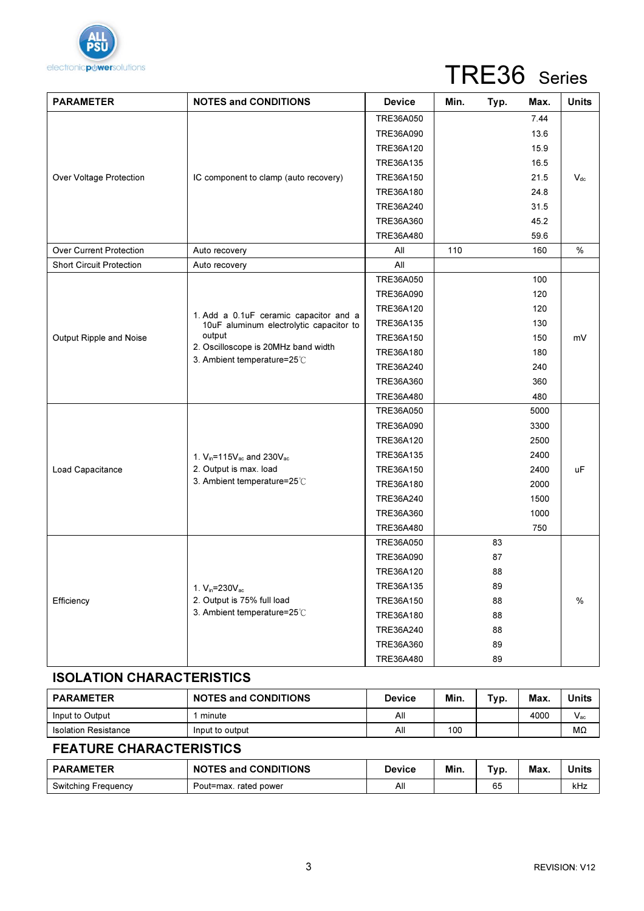# TRE36 Series

| PARAMETER | NOTES and CONDITIONS | Device | Min. | Typ. | Max. | Units |
|---|---|---|---|---|---|---|
| Over Voltage Protection | IC component to clamp (auto recovery) | TRE36A050 | | | 7.44 | $V_{dc}$ |
| | | TRE36A090 | | | 13.6 | |
| | | TRE36A120 | | | 15.9 | |
| | | TRE36A135 | | | 16.5 | |
| | | TRE36A150 | | | 21.5 | |
| | | TRE36A180 | | | 24.8 | |
| | | TRE36A240 | | | 31.5 | |
| | | TRE36A360 | | | 45.2 | |
| | | TRE36A480 | | | 59.6 | |
| Over Current Protection | Auto recovery | All | 110 | | 160 | % |
| Short Circuit Protection | Auto recovery | All | | | | |
| Output Ripple and Noise | 1. Add a 0.1uF ceramic capacitor and a 10uF aluminum electrolytic capacitor to output<br>2. Oscilloscope is 20MHz band width<br>3. Ambient temperature=25℃ | TRE36A050 | | | 100 | mV |
| | | TRE36A090 | | | 120 | |
| | | TRE36A120 | | | 120 | |
| | | TRE36A135 | | | 130 | |
| | | TRE36A150 | | | 150 | |
| | | TRE36A180 | | | 180 | |
| | | TRE36A240 | | | 240 | |
| | | TRE36A360 | | | 360 | |
| | | TRE36A480 | | | 480 | |
| Load Capacitance | 1. $V_{in}$=115$V_{ac}$ and 230$V_{ac}$<br>2. Output is max. load<br>3. Ambient temperature=25℃ | TRE36A050 | | | 5000 | uF |
| | | TRE36A090 | | | 3300 | |
| | | TRE36A120 | | | 2500 | |
| | | TRE36A135 | | | 2400 | |
| | | TRE36A150 | | | 2400 | |
| | | TRE36A180 | | | 2000 | |
| | | TRE36A240 | | | 1500 | |
| | | TRE36A360 | | | 1000 | |
| | | TRE36A480 | | | 750 | |
| Efficiency | 1. $V_{in}$=230$V_{ac}$<br>2. Output is 75% full load<br>3. Ambient temperature=25℃ | TRE36A050 | | 83 | | % |
| | | TRE36A090 | | 87 | | |
| | | TRE36A120 | | 88 | | |
| | | TRE36A135 | | 89 | | |
| | | TRE36A150 | | 88 | | |
| | | TRE36A180 | | 88 | | |
| | | TRE36A240 | | 88 | | |
| | | TRE36A360 | | 89 | | |
| | | TRE36A480 | | 89 | | |

## ISOLATION CHARACTERISTICS

| PARAMETER | NOTES and CONDITIONS | Device | Min. | Typ. | Max. | Units |
|---|---|---|---|---|---|---|
| Input to Output | 1 minute | All | | | 4000 | $V_{ac}$ |
| Isolation Resistance | Input to output | All | 100 | | | MΩ |

## FEATURE CHARACTERISTICS

| PARAMETER | NOTES and CONDITIONS | Device | Min. | Typ. | Max. | Units |
|---|---|---|---|---|---|---|
| Switching Frequency | Pout=max. rated power | All | | 65 | | kHz |

REVISION: V12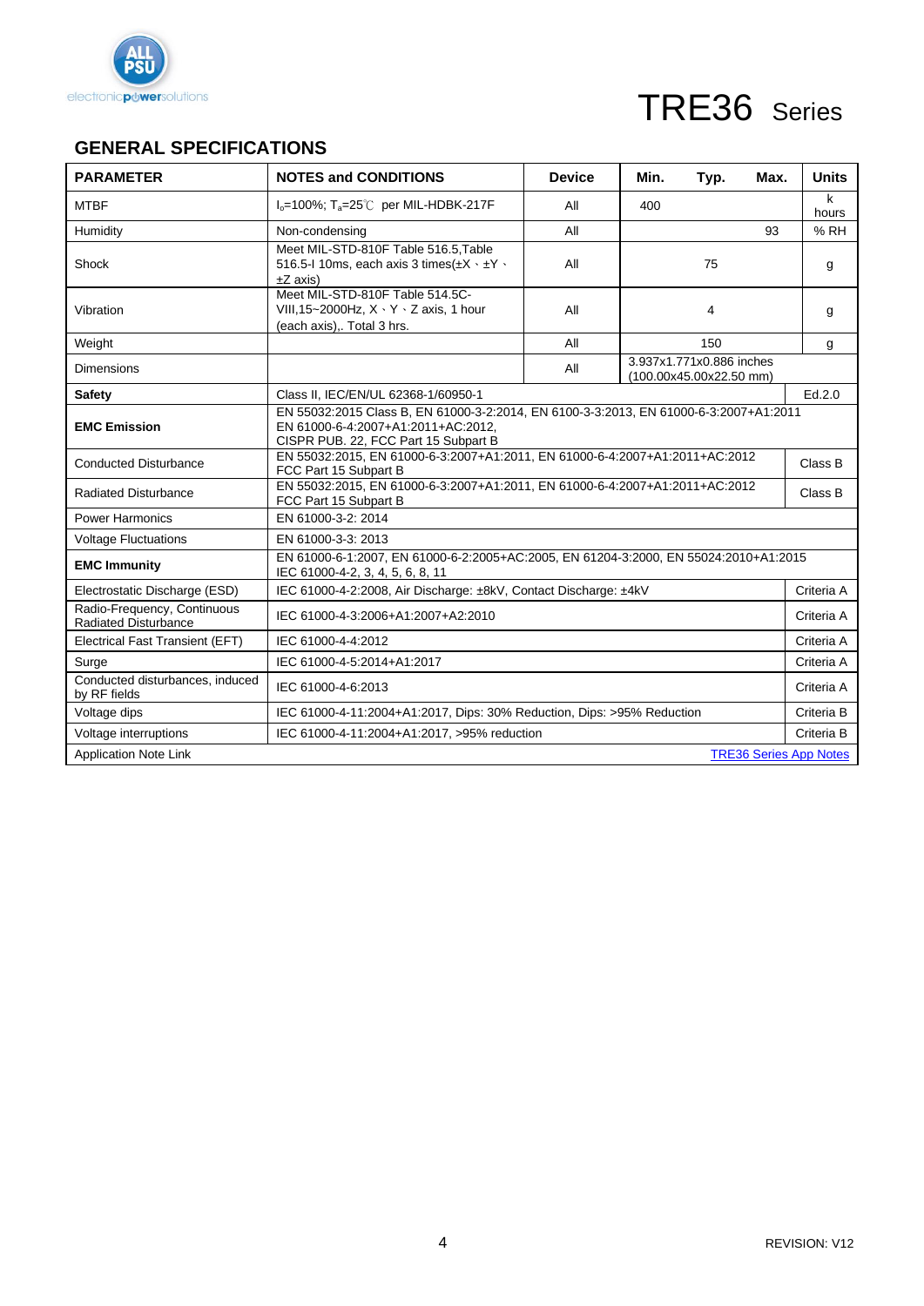# TRE36 Series

## GENERAL SPECIFICATIONS

| PARAMETER | NOTES and CONDITIONS | Device | Min. | Typ. | Max. | Units |
|---|---|---|---|---|---|---|
| MTBF | $I_o$=100%; $T_a$=25℃ per MIL-HDBK-217F | All | 400 | | | k hours |
| Humidity | Non-condensing | All | | | 93 | % RH |
| Shock | Meet MIL-STD-810F Table 516.5,Table 516.5-I 10ms, each axis 3 times(±X、±Y、±Z axis) | All | | 75 | | g |
| Vibration | Meet MIL-STD-810F Table 514.5C-VIII,15~2000Hz, X、Y、Z axis, 1 hour (each axis),. Total 3 hrs. | All | | 4 | | g |
| Weight | | All | | 150 | | g |
| Dimensions | | All | 3.937x1.771x0.886 inches (100.00x45.00x22.50 mm) | | | |
| **Safety** | Class II, IEC/EN/UL 62368-1/60950-1 | | | | | Ed.2.0 |
| **EMC Emission** | EN 55032:2015 Class B, EN 61000-3-2:2014, EN 6100-3-3:2013, EN 61000-6-3:2007+A1:2011 EN 61000-6-4:2007+A1:2011+AC:2012, CISPR PUB. 22, FCC Part 15 Subpart B | | | | | |
| Conducted Disturbance | EN 55032:2015, EN 61000-6-3:2007+A1:2011, EN 61000-6-4:2007+A1:2011+AC:2012 FCC Part 15 Subpart B | | | | | Class B |
| Radiated Disturbance | EN 55032:2015, EN 61000-6-3:2007+A1:2011, EN 61000-6-4:2007+A1:2011+AC:2012 FCC Part 15 Subpart B | | | | | Class B |
| Power Harmonics | EN 61000-3-2: 2014 | | | | | |
| Voltage Fluctuations | EN 61000-3-3: 2013 | | | | | |
| **EMC Immunity** | EN 61000-6-1:2007, EN 61000-6-2:2005+AC:2005, EN 61204-3:2000, EN 55024:2010+A1:2015 IEC 61000-4-2, 3, 4, 5, 6, 8, 11 | | | | | |
| Electrostatic Discharge (ESD) | IEC 61000-4-2:2008, Air Discharge: ±8kV, Contact Discharge: ±4kV | | | | | Criteria A |
| Radio-Frequency, Continuous Radiated Disturbance | IEC 61000-4-3:2006+A1:2007+A2:2010 | | | | | Criteria A |
| Electrical Fast Transient (EFT) | IEC 61000-4-4:2012 | | | | | Criteria A |
| Surge | IEC 61000-4-5:2014+A1:2017 | | | | | Criteria A |
| Conducted disturbances, induced by RF fields | IEC 61000-4-6:2013 | | | | | Criteria A |
| Voltage dips | IEC 61000-4-11:2004+A1:2017, Dips: 30% Reduction, Dips: >95% Reduction | | | | | Criteria B |
| Voltage interruptions | IEC 61000-4-11:2004+A1:2017, >95% reduction | | | | | Criteria B |
| Application Note Link | | | | | | TRE36 Series App Notes |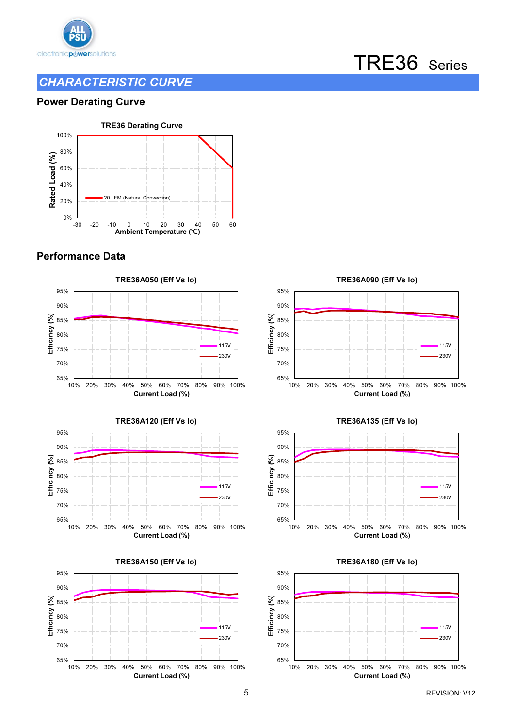# TRE36 Series

## CHARACTERISTIC CURVE

### Power Derating Curve

TRE36 Derating Curve

Rated Load (%) vs Ambient Temperature (℃)

20 LFM (Natural Convection)

### Performance Data

TRE36A050 (Eff Vs Io)

TRE36A090 (Eff Vs Io)

TRE36A120 (Eff Vs Io)

TRE36A135 (Eff Vs Io)

TRE36A150 (Eff Vs Io)

TRE36A180 (Eff Vs Io)

Efficincy (%) vs Current Load (%) — 115V, 230V

REVISION: V12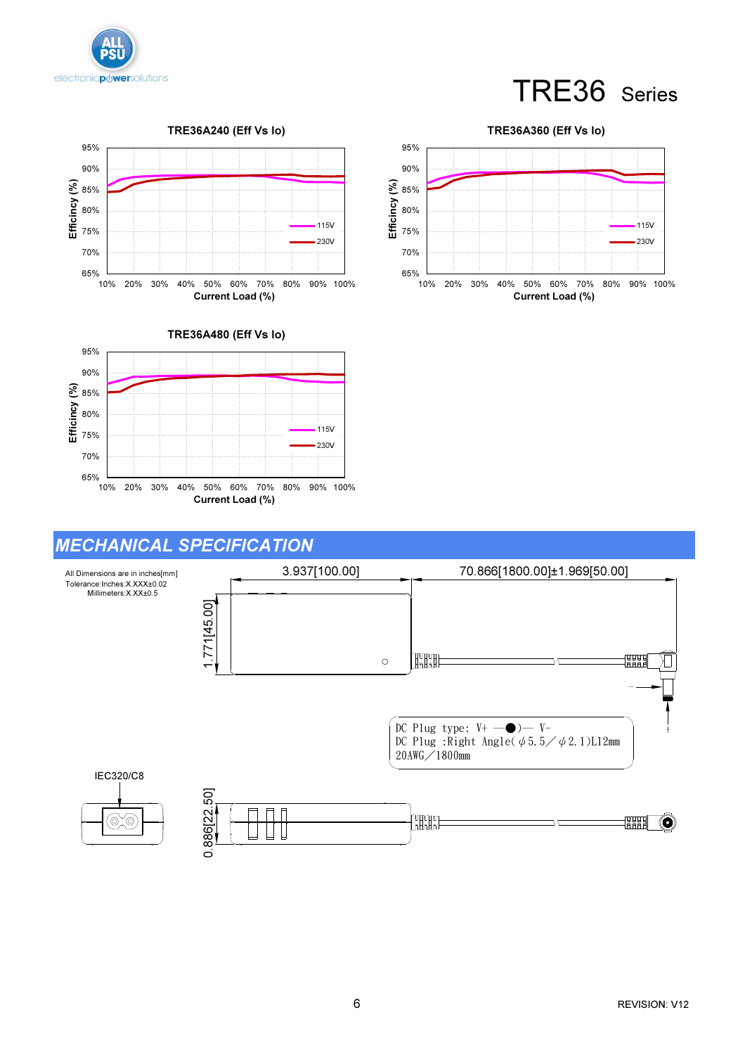# TRE36 Series

**TRE36A240 (Eff Vs Io)**

Efficiency (%) vs Current Load (%) — 115V, 230V

**TRE36A360 (Eff Vs Io)**

Efficiency (%) vs Current Load (%) — 115V, 230V

**TRE36A480 (Eff Vs Io)**

Efficiency (%) vs Current Load (%) — 115V, 230V

## *MECHANICAL SPECIFICATION*

All Dimensions are in inches[mm]
Tolerance:Inches:X.XXX±0.02
Millimeters:X.XX±0.5

3.937[100.00]

70.866[1800.00]±1.969[50.00]

1.771[45.00]

DC Plug type: V+ —●)— V-
DC Plug :Right Angle(φ5.5／φ2.1)L12mm
20AWG／1800mm

IEC320/C8

0.886[22.50]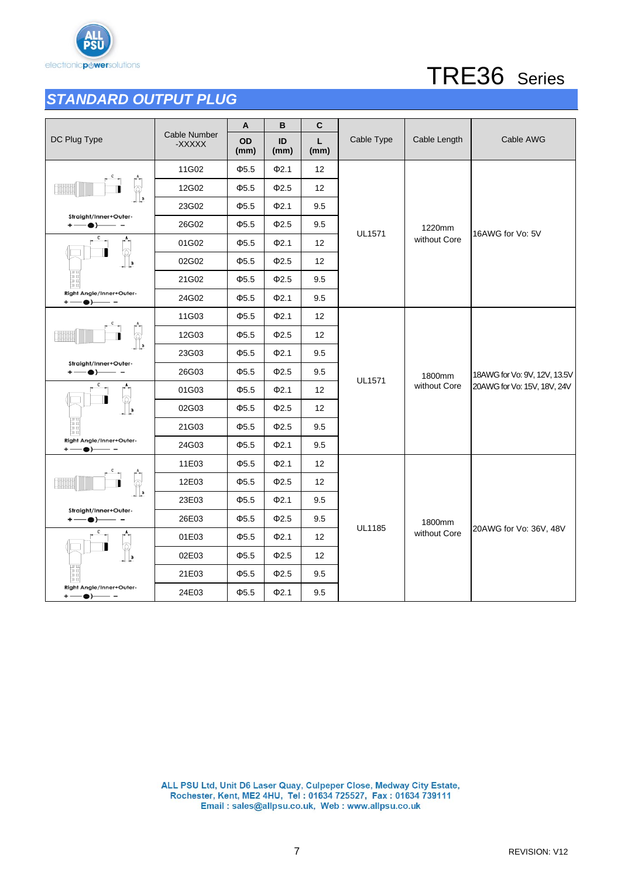TRE36 Series

## STANDARD OUTPUT PLUG

| DC Plug Type | Cable Number -XXXXX | A OD (mm) | B ID (mm) | C L (mm) | Cable Type | Cable Length | Cable AWG |
|---|---|---|---|---|---|---|---|
| Straight/Inner+Outer- | 11G02 | Φ5.5 | Φ2.1 | 12 | UL1571 | 1220mm without Core | 16AWG for Vo: 5V |
| | 12G02 | Φ5.5 | Φ2.5 | 12 | | | |
| | 23G02 | Φ5.5 | Φ2.1 | 9.5 | | | |
| | 26G02 | Φ5.5 | Φ2.5 | 9.5 | | | |
| Right Angle/Inner+Outer- | 01G02 | Φ5.5 | Φ2.1 | 12 | | | |
| | 02G02 | Φ5.5 | Φ2.5 | 12 | | | |
| | 21G02 | Φ5.5 | Φ2.5 | 9.5 | | | |
| | 24G02 | Φ5.5 | Φ2.1 | 9.5 | | | |
| Straight/Inner+Outer- | 11G03 | Φ5.5 | Φ2.1 | 12 | UL1571 | 1800mm without Core | 18AWG for Vo: 9V, 12V, 13.5V<br>20AWG for Vo: 15V, 18V, 24V |
| | 12G03 | Φ5.5 | Φ2.5 | 12 | | | |
| | 23G03 | Φ5.5 | Φ2.1 | 9.5 | | | |
| | 26G03 | Φ5.5 | Φ2.5 | 9.5 | | | |
| Right Angle/Inner+Outer- | 01G03 | Φ5.5 | Φ2.1 | 12 | | | |
| | 02G03 | Φ5.5 | Φ2.5 | 12 | | | |
| | 21G03 | Φ5.5 | Φ2.5 | 9.5 | | | |
| | 24G03 | Φ5.5 | Φ2.1 | 9.5 | | | |
| Straight/Inner+Outer- | 11E03 | Φ5.5 | Φ2.1 | 12 | UL1185 | 1800mm without Core | 20AWG for Vo: 36V, 48V |
| | 12E03 | Φ5.5 | Φ2.5 | 12 | | | |
| | 23E03 | Φ5.5 | Φ2.1 | 9.5 | | | |
| | 26E03 | Φ5.5 | Φ2.5 | 9.5 | | | |
| Right Angle/Inner+Outer- | 01E03 | Φ5.5 | Φ2.1 | 12 | | | |
| | 02E03 | Φ5.5 | Φ2.5 | 12 | | | |
| | 21E03 | Φ5.5 | Φ2.5 | 9.5 | | | |
| | 24E03 | Φ5.5 | Φ2.1 | 9.5 | | | |

ALL PSU Ltd, Unit D6 Laser Quay, Culpeper Close, Medway City Estate, Rochester, Kent, ME2 4HU, Tel : 01634 725527, Fax : 01634 739111
Email : sales@allpsu.co.uk, Web : www.allpsu.co.uk

REVISION: V12